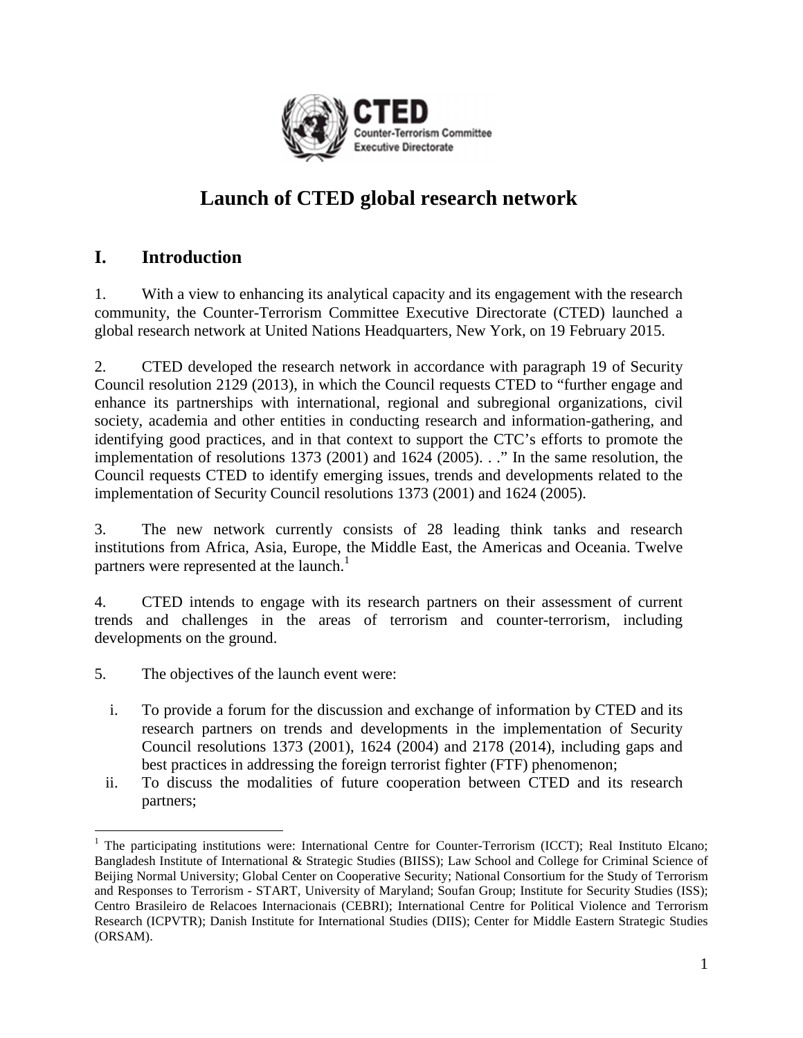# Launch of CTED global research network

## I. Introduction

1. With a view to enhancing its analytical capacity and its engagement with the research community, the Counter-Terrorism Committee Executive Directorate (CTED) launched a global research network at United Nations Headquarters, New York, on 19 February 2015.

2. CTED developed the research network in accordance with paragraph 19 of Security Council resolution 2129 (2013), in which the Council requests CTED to "further engage and enhance its partnerships with international, regional and subregional organizations, civil society, academia and other entities in conducting research and information-gathering, and identifying good practices, and in that context to support the CTC's efforts to promote the implementation of resolutions 1373 (2001) and 1624 (2005). . ." In the same resolution, the Council requests CTED to identify emerging issues, trends and developments related to the implementation of Security Council resolutions 1373 (2001) and 1624 (2005).

3. The new network currently consists of 28 leading think tanks and research institutions from Africa, Asia, Europe, the Middle East, the Americas and Oceania. Twelve partners were represented at the launch.[1]

4. CTED intends to engage with its research partners on their assessment of current trends and challenges in the areas of terrorism and counter-terrorism, including developments on the ground.

5. The objectives of the launch event were:

   i. To provide a forum for the discussion and exchange of information by CTED and its research partners on trends and developments in the implementation of Security Council resolutions 1373 (2001), 1624 (2004) and 2178 (2014), including gaps and best practices in addressing the foreign terrorist fighter (FTF) phenomenon;
   ii. To discuss the modalities of future cooperation between CTED and its research partners;

---

[1] The participating institutions were: International Centre for Counter-Terrorism (ICCT); Real Instituto Elcano; Bangladesh Institute of International & Strategic Studies (BIISS); Law School and College for Criminal Science of Beijing Normal University; Global Center on Cooperative Security; National Consortium for the Study of Terrorism and Responses to Terrorism - START, University of Maryland; Soufan Group; Institute for Security Studies (ISS); Centro Brasileiro de Relacoes Internacionais (CEBRI); International Centre for Political Violence and Terrorism Research (ICPVTR); Danish Institute for International Studies (DIIS); Center for Middle Eastern Strategic Studies (ORSAM).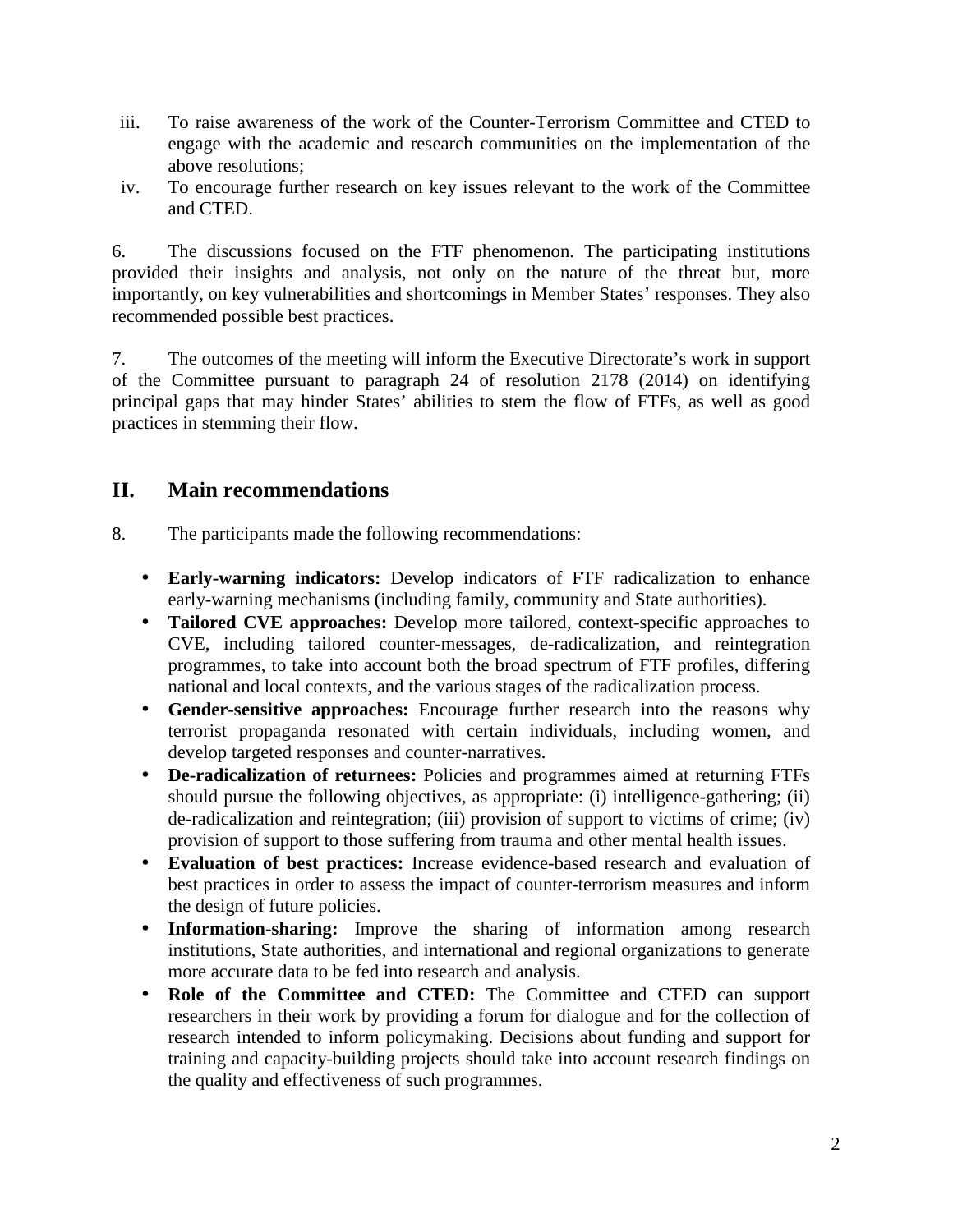iii. To raise awareness of the work of the Counter-Terrorism Committee and CTED to engage with the academic and research communities on the implementation of the above resolutions;

iv. To encourage further research on key issues relevant to the work of the Committee and CTED.

6. The discussions focused on the FTF phenomenon. The participating institutions provided their insights and analysis, not only on the nature of the threat but, more importantly, on key vulnerabilities and shortcomings in Member States' responses. They also recommended possible best practices.

7. The outcomes of the meeting will inform the Executive Directorate's work in support of the Committee pursuant to paragraph 24 of resolution 2178 (2014) on identifying principal gaps that may hinder States' abilities to stem the flow of FTFs, as well as good practices in stemming their flow.

## II. Main recommendations

8. The participants made the following recommendations:

- **Early-warning indicators:** Develop indicators of FTF radicalization to enhance early-warning mechanisms (including family, community and State authorities).
- **Tailored CVE approaches:** Develop more tailored, context-specific approaches to CVE, including tailored counter-messages, de-radicalization, and reintegration programmes, to take into account both the broad spectrum of FTF profiles, differing national and local contexts, and the various stages of the radicalization process.
- **Gender-sensitive approaches:** Encourage further research into the reasons why terrorist propaganda resonated with certain individuals, including women, and develop targeted responses and counter-narratives.
- **De-radicalization of returnees:** Policies and programmes aimed at returning FTFs should pursue the following objectives, as appropriate: (i) intelligence-gathering; (ii) de-radicalization and reintegration; (iii) provision of support to victims of crime; (iv) provision of support to those suffering from trauma and other mental health issues.
- **Evaluation of best practices:** Increase evidence-based research and evaluation of best practices in order to assess the impact of counter-terrorism measures and inform the design of future policies.
- **Information-sharing:** Improve the sharing of information among research institutions, State authorities, and international and regional organizations to generate more accurate data to be fed into research and analysis.
- **Role of the Committee and CTED:** The Committee and CTED can support researchers in their work by providing a forum for dialogue and for the collection of research intended to inform policymaking. Decisions about funding and support for training and capacity-building projects should take into account research findings on the quality and effectiveness of such programmes.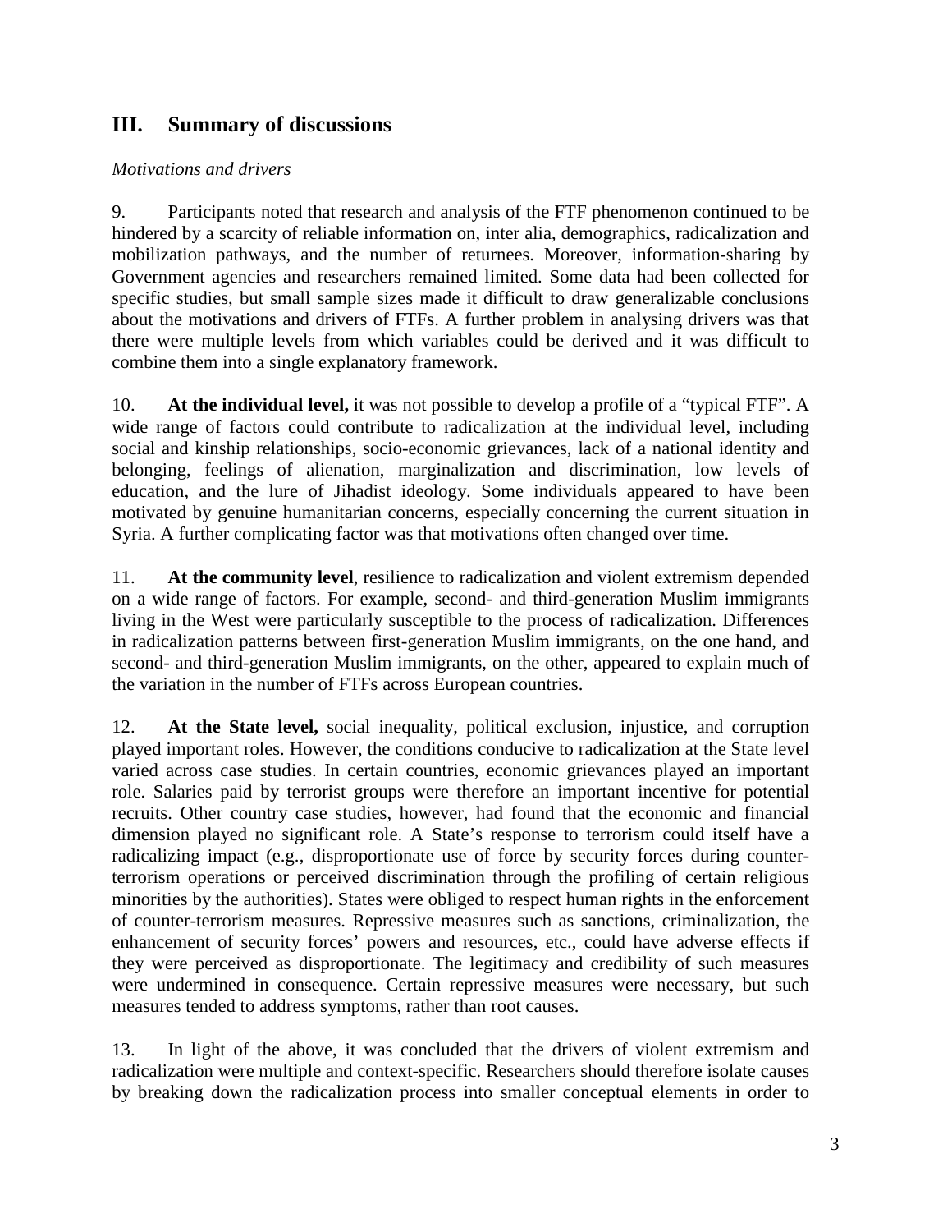## III. Summary of discussions

*Motivations and drivers*

9. Participants noted that research and analysis of the FTF phenomenon continued to be hindered by a scarcity of reliable information on, inter alia, demographics, radicalization and mobilization pathways, and the number of returnees. Moreover, information-sharing by Government agencies and researchers remained limited. Some data had been collected for specific studies, but small sample sizes made it difficult to draw generalizable conclusions about the motivations and drivers of FTFs. A further problem in analysing drivers was that there were multiple levels from which variables could be derived and it was difficult to combine them into a single explanatory framework.

10. **At the individual level,** it was not possible to develop a profile of a "typical FTF". A wide range of factors could contribute to radicalization at the individual level, including social and kinship relationships, socio-economic grievances, lack of a national identity and belonging, feelings of alienation, marginalization and discrimination, low levels of education, and the lure of Jihadist ideology. Some individuals appeared to have been motivated by genuine humanitarian concerns, especially concerning the current situation in Syria. A further complicating factor was that motivations often changed over time.

11. **At the community level**, resilience to radicalization and violent extremism depended on a wide range of factors. For example, second- and third-generation Muslim immigrants living in the West were particularly susceptible to the process of radicalization. Differences in radicalization patterns between first-generation Muslim immigrants, on the one hand, and second- and third-generation Muslim immigrants, on the other, appeared to explain much of the variation in the number of FTFs across European countries.

12. **At the State level,** social inequality, political exclusion, injustice, and corruption played important roles. However, the conditions conducive to radicalization at the State level varied across case studies. In certain countries, economic grievances played an important role. Salaries paid by terrorist groups were therefore an important incentive for potential recruits. Other country case studies, however, had found that the economic and financial dimension played no significant role. A State's response to terrorism could itself have a radicalizing impact (e.g., disproportionate use of force by security forces during counter-terrorism operations or perceived discrimination through the profiling of certain religious minorities by the authorities). States were obliged to respect human rights in the enforcement of counter-terrorism measures. Repressive measures such as sanctions, criminalization, the enhancement of security forces' powers and resources, etc., could have adverse effects if they were perceived as disproportionate. The legitimacy and credibility of such measures were undermined in consequence. Certain repressive measures were necessary, but such measures tended to address symptoms, rather than root causes.

13. In light of the above, it was concluded that the drivers of violent extremism and radicalization were multiple and context-specific. Researchers should therefore isolate causes by breaking down the radicalization process into smaller conceptual elements in order to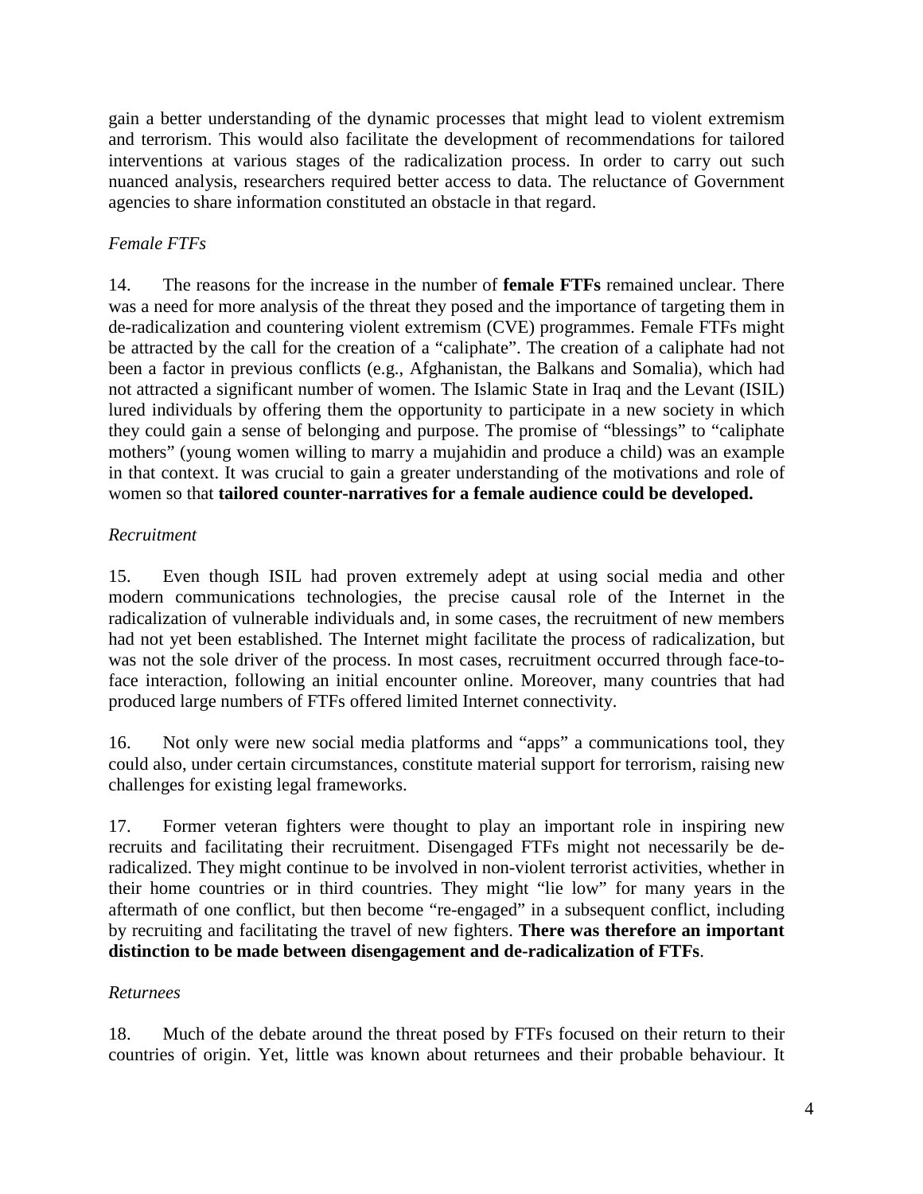gain a better understanding of the dynamic processes that might lead to violent extremism and terrorism. This would also facilitate the development of recommendations for tailored interventions at various stages of the radicalization process. In order to carry out such nuanced analysis, researchers required better access to data. The reluctance of Government agencies to share information constituted an obstacle in that regard.

*Female FTFs*

14. The reasons for the increase in the number of **female FTFs** remained unclear. There was a need for more analysis of the threat they posed and the importance of targeting them in de-radicalization and countering violent extremism (CVE) programmes. Female FTFs might be attracted by the call for the creation of a "caliphate". The creation of a caliphate had not been a factor in previous conflicts (e.g., Afghanistan, the Balkans and Somalia), which had not attracted a significant number of women. The Islamic State in Iraq and the Levant (ISIL) lured individuals by offering them the opportunity to participate in a new society in which they could gain a sense of belonging and purpose. The promise of "blessings" to "caliphate mothers" (young women willing to marry a mujahidin and produce a child) was an example in that context. It was crucial to gain a greater understanding of the motivations and role of women so that **tailored counter-narratives for a female audience could be developed.**

*Recruitment*

15. Even though ISIL had proven extremely adept at using social media and other modern communications technologies, the precise causal role of the Internet in the radicalization of vulnerable individuals and, in some cases, the recruitment of new members had not yet been established. The Internet might facilitate the process of radicalization, but was not the sole driver of the process. In most cases, recruitment occurred through face-to-face interaction, following an initial encounter online. Moreover, many countries that had produced large numbers of FTFs offered limited Internet connectivity.

16. Not only were new social media platforms and "apps" a communications tool, they could also, under certain circumstances, constitute material support for terrorism, raising new challenges for existing legal frameworks.

17. Former veteran fighters were thought to play an important role in inspiring new recruits and facilitating their recruitment. Disengaged FTFs might not necessarily be de-radicalized. They might continue to be involved in non-violent terrorist activities, whether in their home countries or in third countries. They might "lie low" for many years in the aftermath of one conflict, but then become "re-engaged" in a subsequent conflict, including by recruiting and facilitating the travel of new fighters. **There was therefore an important distinction to be made between disengagement and de-radicalization of FTFs**.

*Returnees*

18. Much of the debate around the threat posed by FTFs focused on their return to their countries of origin. Yet, little was known about returnees and their probable behaviour. It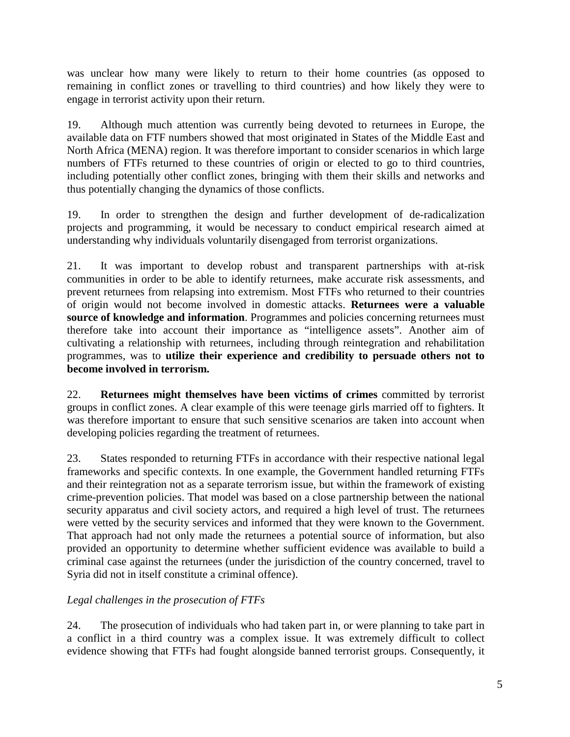was unclear how many were likely to return to their home countries (as opposed to remaining in conflict zones or travelling to third countries) and how likely they were to engage in terrorist activity upon their return.

19. Although much attention was currently being devoted to returnees in Europe, the available data on FTF numbers showed that most originated in States of the Middle East and North Africa (MENA) region. It was therefore important to consider scenarios in which large numbers of FTFs returned to these countries of origin or elected to go to third countries, including potentially other conflict zones, bringing with them their skills and networks and thus potentially changing the dynamics of those conflicts.

19. In order to strengthen the design and further development of de-radicalization projects and programming, it would be necessary to conduct empirical research aimed at understanding why individuals voluntarily disengaged from terrorist organizations.

21. It was important to develop robust and transparent partnerships with at-risk communities in order to be able to identify returnees, make accurate risk assessments, and prevent returnees from relapsing into extremism. Most FTFs who returned to their countries of origin would not become involved in domestic attacks. **Returnees were a valuable source of knowledge and information**. Programmes and policies concerning returnees must therefore take into account their importance as "intelligence assets". Another aim of cultivating a relationship with returnees, including through reintegration and rehabilitation programmes, was to **utilize their experience and credibility to persuade others not to become involved in terrorism.**

22. **Returnees might themselves have been victims of crimes** committed by terrorist groups in conflict zones. A clear example of this were teenage girls married off to fighters. It was therefore important to ensure that such sensitive scenarios are taken into account when developing policies regarding the treatment of returnees.

23. States responded to returning FTFs in accordance with their respective national legal frameworks and specific contexts. In one example, the Government handled returning FTFs and their reintegration not as a separate terrorism issue, but within the framework of existing crime-prevention policies. That model was based on a close partnership between the national security apparatus and civil society actors, and required a high level of trust. The returnees were vetted by the security services and informed that they were known to the Government. That approach had not only made the returnees a potential source of information, but also provided an opportunity to determine whether sufficient evidence was available to build a criminal case against the returnees (under the jurisdiction of the country concerned, travel to Syria did not in itself constitute a criminal offence).

*Legal challenges in the prosecution of FTFs*

24. The prosecution of individuals who had taken part in, or were planning to take part in a conflict in a third country was a complex issue. It was extremely difficult to collect evidence showing that FTFs had fought alongside banned terrorist groups. Consequently, it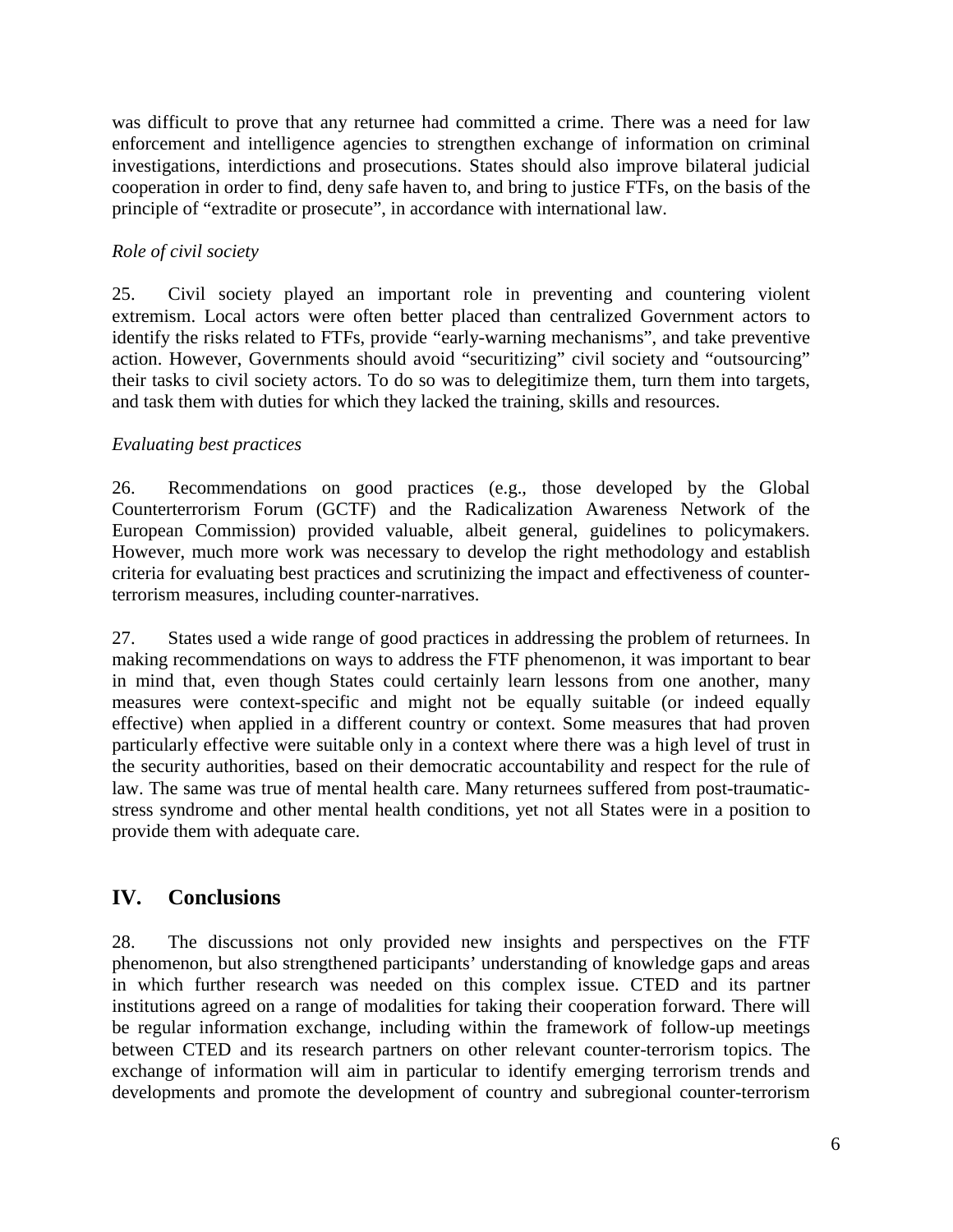was difficult to prove that any returnee had committed a crime. There was a need for law enforcement and intelligence agencies to strengthen exchange of information on criminal investigations, interdictions and prosecutions. States should also improve bilateral judicial cooperation in order to find, deny safe haven to, and bring to justice FTFs, on the basis of the principle of "extradite or prosecute", in accordance with international law.

*Role of civil society*

25. Civil society played an important role in preventing and countering violent extremism. Local actors were often better placed than centralized Government actors to identify the risks related to FTFs, provide "early-warning mechanisms", and take preventive action. However, Governments should avoid "securitizing" civil society and "outsourcing" their tasks to civil society actors. To do so was to delegitimize them, turn them into targets, and task them with duties for which they lacked the training, skills and resources.

*Evaluating best practices*

26. Recommendations on good practices (e.g., those developed by the Global Counterterrorism Forum (GCTF) and the Radicalization Awareness Network of the European Commission) provided valuable, albeit general, guidelines to policymakers. However, much more work was necessary to develop the right methodology and establish criteria for evaluating best practices and scrutinizing the impact and effectiveness of counter-terrorism measures, including counter-narratives.

27. States used a wide range of good practices in addressing the problem of returnees. In making recommendations on ways to address the FTF phenomenon, it was important to bear in mind that, even though States could certainly learn lessons from one another, many measures were context-specific and might not be equally suitable (or indeed equally effective) when applied in a different country or context. Some measures that had proven particularly effective were suitable only in a context where there was a high level of trust in the security authorities, based on their democratic accountability and respect for the rule of law. The same was true of mental health care. Many returnees suffered from post-traumatic-stress syndrome and other mental health conditions, yet not all States were in a position to provide them with adequate care.

## IV. Conclusions

28. The discussions not only provided new insights and perspectives on the FTF phenomenon, but also strengthened participants' understanding of knowledge gaps and areas in which further research was needed on this complex issue. CTED and its partner institutions agreed on a range of modalities for taking their cooperation forward. There will be regular information exchange, including within the framework of follow-up meetings between CTED and its research partners on other relevant counter-terrorism topics. The exchange of information will aim in particular to identify emerging terrorism trends and developments and promote the development of country and subregional counter-terrorism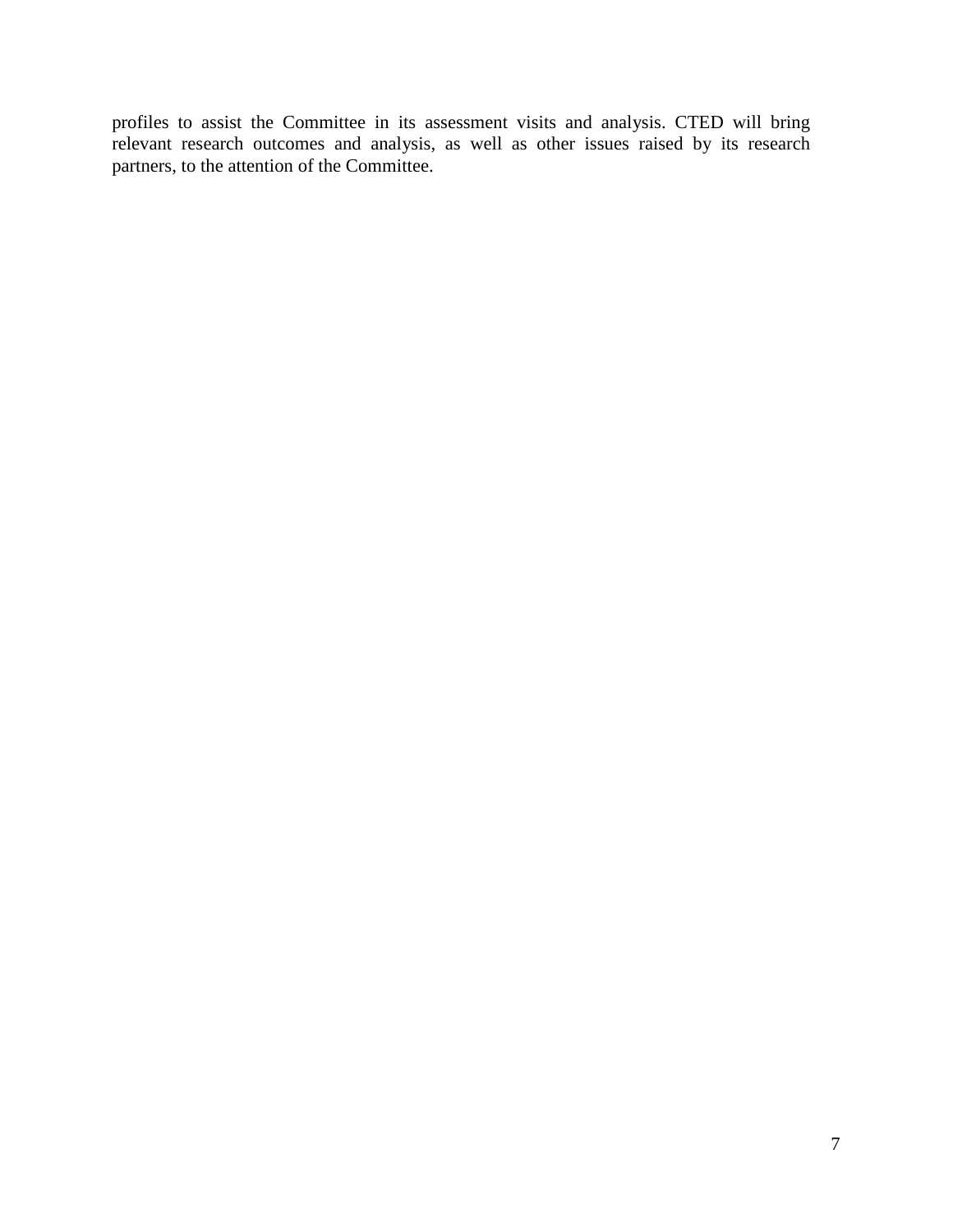profiles to assist the Committee in its assessment visits and analysis. CTED will bring relevant research outcomes and analysis, as well as other issues raised by its research partners, to the attention of the Committee.